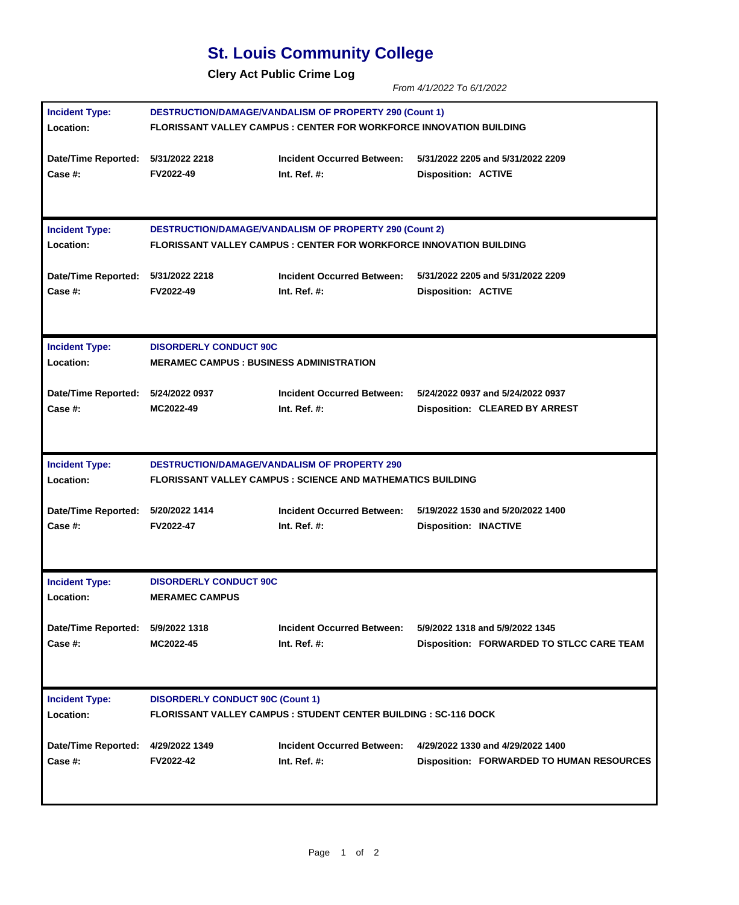# St. Louis Community College

**Clery Act Public Crime Log**

*From 4/1/2022 To 6/1/2022*

| | | | |
|---|---|---|---|
| **Incident Type:** | **DESTRUCTION/DAMAGE/VANDALISM OF PROPERTY 290 (Count 1)** | | |
| **Location:** | **FLORISSANT VALLEY CAMPUS : CENTER FOR WORKFORCE INNOVATION BUILDING** | | |
| **Date/Time Reported:** | 5/31/2022 2218 | **Incident Occurred Between:** | 5/31/2022 2205 and 5/31/2022 2209 |
| **Case #:** | FV2022-49 | **Int. Ref. #:** | **Disposition:** ACTIVE |

| | | | |
|---|---|---|---|
| **Incident Type:** | **DESTRUCTION/DAMAGE/VANDALISM OF PROPERTY 290 (Count 2)** | | |
| **Location:** | **FLORISSANT VALLEY CAMPUS : CENTER FOR WORKFORCE INNOVATION BUILDING** | | |
| **Date/Time Reported:** | 5/31/2022 2218 | **Incident Occurred Between:** | 5/31/2022 2205 and 5/31/2022 2209 |
| **Case #:** | FV2022-49 | **Int. Ref. #:** | **Disposition:** ACTIVE |

| | | | |
|---|---|---|---|
| **Incident Type:** | **DISORDERLY CONDUCT 90C** | | |
| **Location:** | **MERAMEC CAMPUS : BUSINESS ADMINISTRATION** | | |
| **Date/Time Reported:** | 5/24/2022 0937 | **Incident Occurred Between:** | 5/24/2022 0937 and 5/24/2022 0937 |
| **Case #:** | MC2022-49 | **Int. Ref. #:** | **Disposition:** CLEARED BY ARREST |

| | | | |
|---|---|---|---|
| **Incident Type:** | **DESTRUCTION/DAMAGE/VANDALISM OF PROPERTY 290** | | |
| **Location:** | **FLORISSANT VALLEY CAMPUS : SCIENCE AND MATHEMATICS BUILDING** | | |
| **Date/Time Reported:** | 5/20/2022 1414 | **Incident Occurred Between:** | 5/19/2022 1530 and 5/20/2022 1400 |
| **Case #:** | FV2022-47 | **Int. Ref. #:** | **Disposition:** INACTIVE |

| | | | |
|---|---|---|---|
| **Incident Type:** | **DISORDERLY CONDUCT 90C** | | |
| **Location:** | **MERAMEC CAMPUS** | | |
| **Date/Time Reported:** | 5/9/2022 1318 | **Incident Occurred Between:** | 5/9/2022 1318 and 5/9/2022 1345 |
| **Case #:** | MC2022-45 | **Int. Ref. #:** | **Disposition:** FORWARDED TO STLCC CARE TEAM |

| | | | |
|---|---|---|---|
| **Incident Type:** | **DISORDERLY CONDUCT 90C (Count 1)** | | |
| **Location:** | **FLORISSANT VALLEY CAMPUS : STUDENT CENTER BUILDING : SC-116 DOCK** | | |
| **Date/Time Reported:** | 4/29/2022 1349 | **Incident Occurred Between:** | 4/29/2022 1330 and 4/29/2022 1400 |
| **Case #:** | FV2022-42 | **Int. Ref. #:** | **Disposition:** FORWARDED TO HUMAN RESOURCES |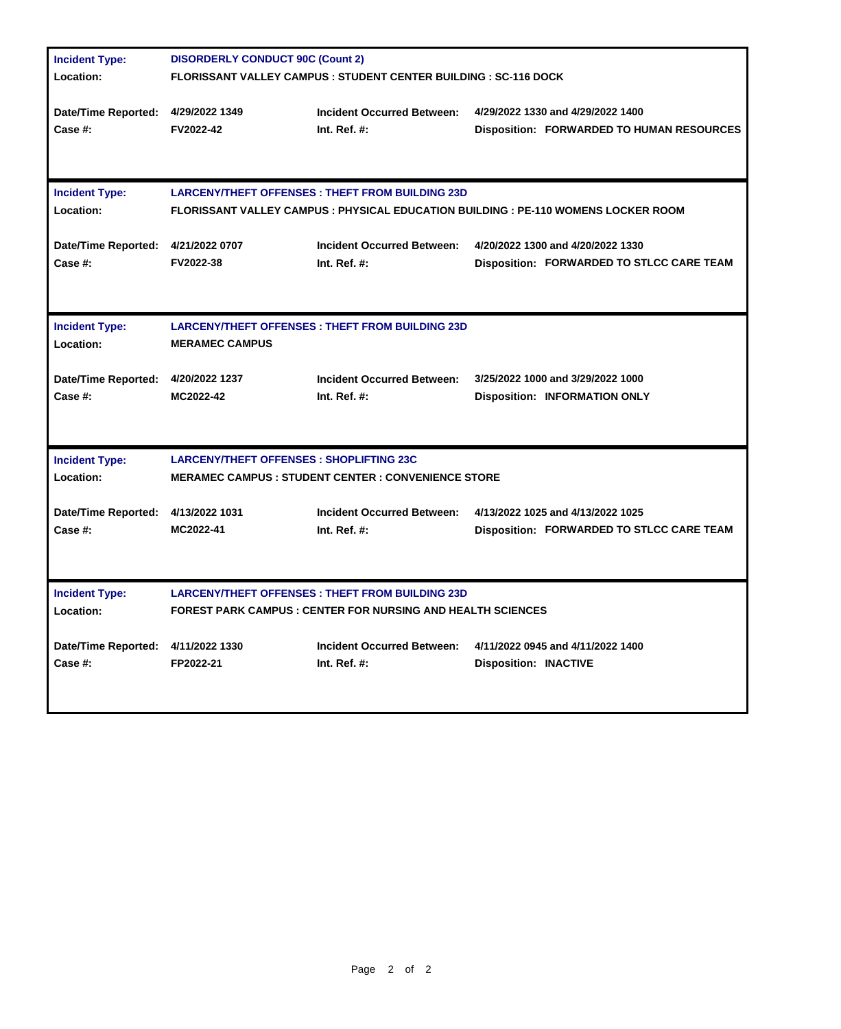| | | | |
|---|---|---|---|
| **Incident Type:** | **DISORDERLY CONDUCT 90C (Count 2)** | | |
| **Location:** | **FLORISSANT VALLEY CAMPUS : STUDENT CENTER BUILDING : SC-116 DOCK** | | |
| **Date/Time Reported:** | **4/29/2022 1349** | **Incident Occurred Between:** | **4/29/2022 1330 and 4/29/2022 1400** |
| **Case #:** | **FV2022-42** | **Int. Ref. #:** | **Disposition: FORWARDED TO HUMAN RESOURCES** |

| | | | |
|---|---|---|---|
| **Incident Type:** | **LARCENY/THEFT OFFENSES : THEFT FROM BUILDING 23D** | | |
| **Location:** | **FLORISSANT VALLEY CAMPUS : PHYSICAL EDUCATION BUILDING : PE-110 WOMENS LOCKER ROOM** | | |
| **Date/Time Reported:** | **4/21/2022 0707** | **Incident Occurred Between:** | **4/20/2022 1300 and 4/20/2022 1330** |
| **Case #:** | **FV2022-38** | **Int. Ref. #:** | **Disposition: FORWARDED TO STLCC CARE TEAM** |

| | | | |
|---|---|---|---|
| **Incident Type:** | **LARCENY/THEFT OFFENSES : THEFT FROM BUILDING 23D** | | |
| **Location:** | **MERAMEC CAMPUS** | | |
| **Date/Time Reported:** | **4/20/2022 1237** | **Incident Occurred Between:** | **3/25/2022 1000 and 3/29/2022 1000** |
| **Case #:** | **MC2022-42** | **Int. Ref. #:** | **Disposition: INFORMATION ONLY** |

| | | | |
|---|---|---|---|
| **Incident Type:** | **LARCENY/THEFT OFFENSES : SHOPLIFTING 23C** | | |
| **Location:** | **MERAMEC CAMPUS : STUDENT CENTER : CONVENIENCE STORE** | | |
| **Date/Time Reported:** | **4/13/2022 1031** | **Incident Occurred Between:** | **4/13/2022 1025 and 4/13/2022 1025** |
| **Case #:** | **MC2022-41** | **Int. Ref. #:** | **Disposition: FORWARDED TO STLCC CARE TEAM** |

| | | | |
|---|---|---|---|
| **Incident Type:** | **LARCENY/THEFT OFFENSES : THEFT FROM BUILDING 23D** | | |
| **Location:** | **FOREST PARK CAMPUS : CENTER FOR NURSING AND HEALTH SCIENCES** | | |
| **Date/Time Reported:** | **4/11/2022 1330** | **Incident Occurred Between:** | **4/11/2022 0945 and 4/11/2022 1400** |
| **Case #:** | **FP2022-21** | **Int. Ref. #:** | **Disposition: INACTIVE** |